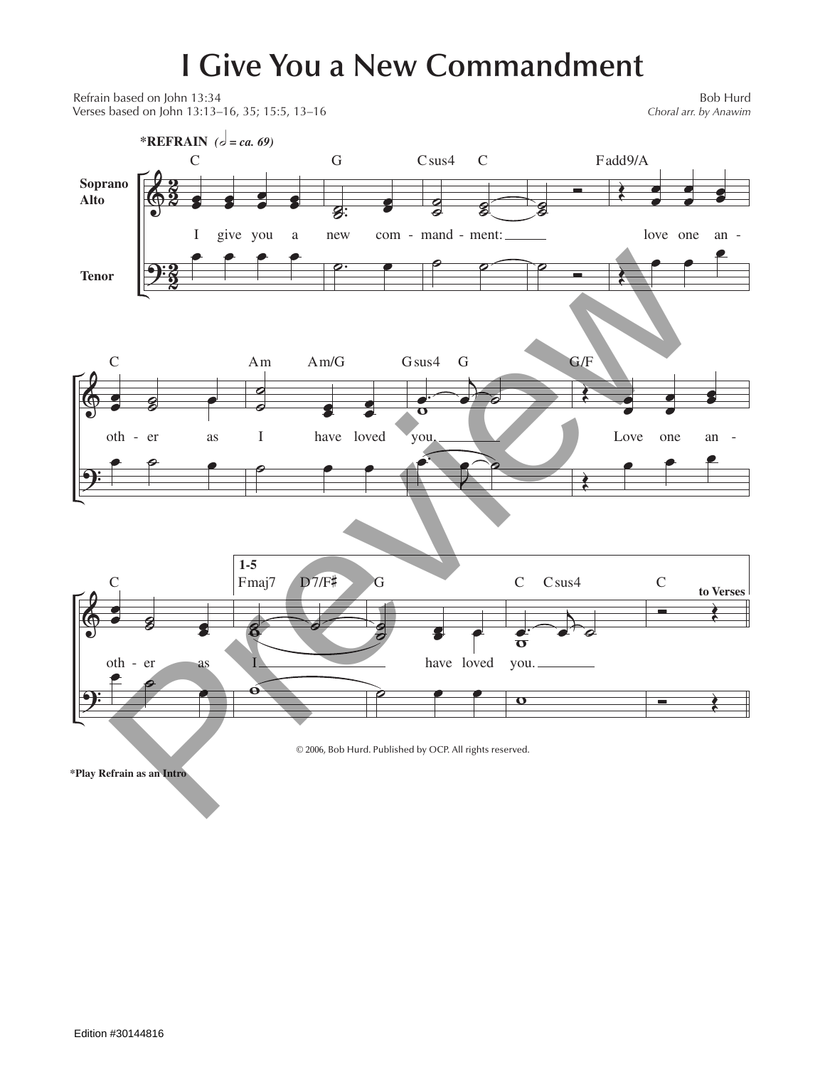# I Give You a New Commandment

Refrain based on John 13:34
Verses based on John 13:13–16, 35; 15:5, 13–16

Bob Hurd
*Choral arr. by Anawim*

**\*REFRAIN** *(𝅗𝅥 = ca. 69)*

Soprano Alto

Tenor

C G Csus4 C Fadd9/A

I give you a new com - mand - ment: love one an -

C Am Am/G Gsus4 G G/F

oth - er as I have loved you. Love one an -

C **1-5** Fmaj7 D7/F♯ G C Csus4 C **to Verses**

oth - er as I have loved you.

© 2006, Bob Hurd. Published by OCP. All rights reserved.

**\*Play Refrain as an Intro**

Edition #30144816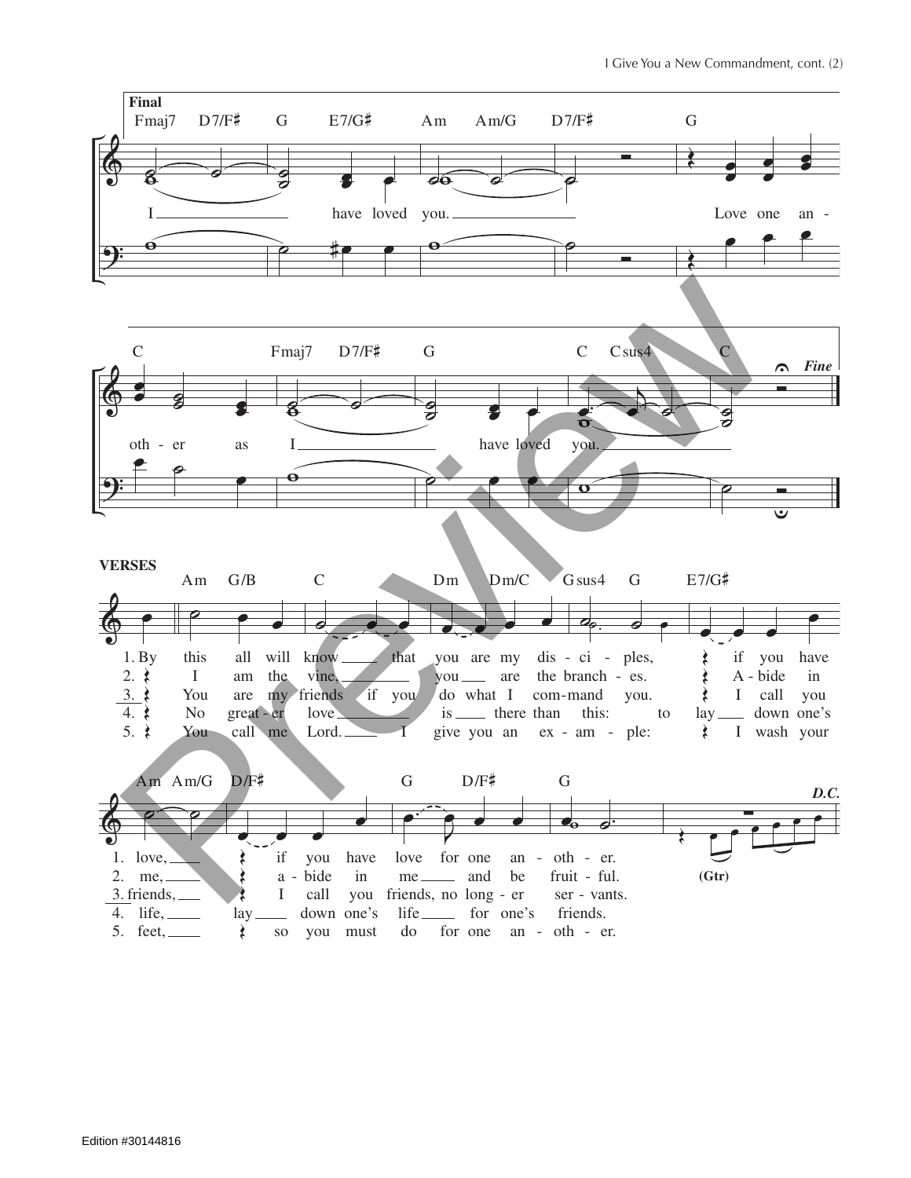**Final**

Fmaj7 D7/F♯ G E7/G♯ Am Am/G D7/F♯ G

I ___ have loved you. ___ Love one an -

C Fmaj7 D7/F♯ G C Csus4 C

oth - er as I ___ have loved you. ___

*Fine*

**VERSES**

Am G/B C Dm Dm/C Gsus4 G E7/G♯

1. By this all will know ___ that you are my dis - ci - ples, if you have
2. I am the vine, ___ you ___ are the branch - es. A - bide in
3. You are my friends if you do what I com-mand you. I call you
4. No great - er love ___ is ___ there than this: to lay ___ down one's
5. You call me Lord. ___ I give you an ex - am - ple: I wash your

Am Am/G D/F♯ G D/F♯ G

1. love, ___ if you have love for one an - oth - er.
2. me, ___ a - bide in me ___ and be fruit - ful.
3. friends, ___ I call you friends, no long - er ser - vants.
4. life, ___ lay ___ down one's life ___ for one's friends.
5. feet, ___ so you must do for one an - oth - er.

(Gtr)

*D.C.*

Edition #30144816